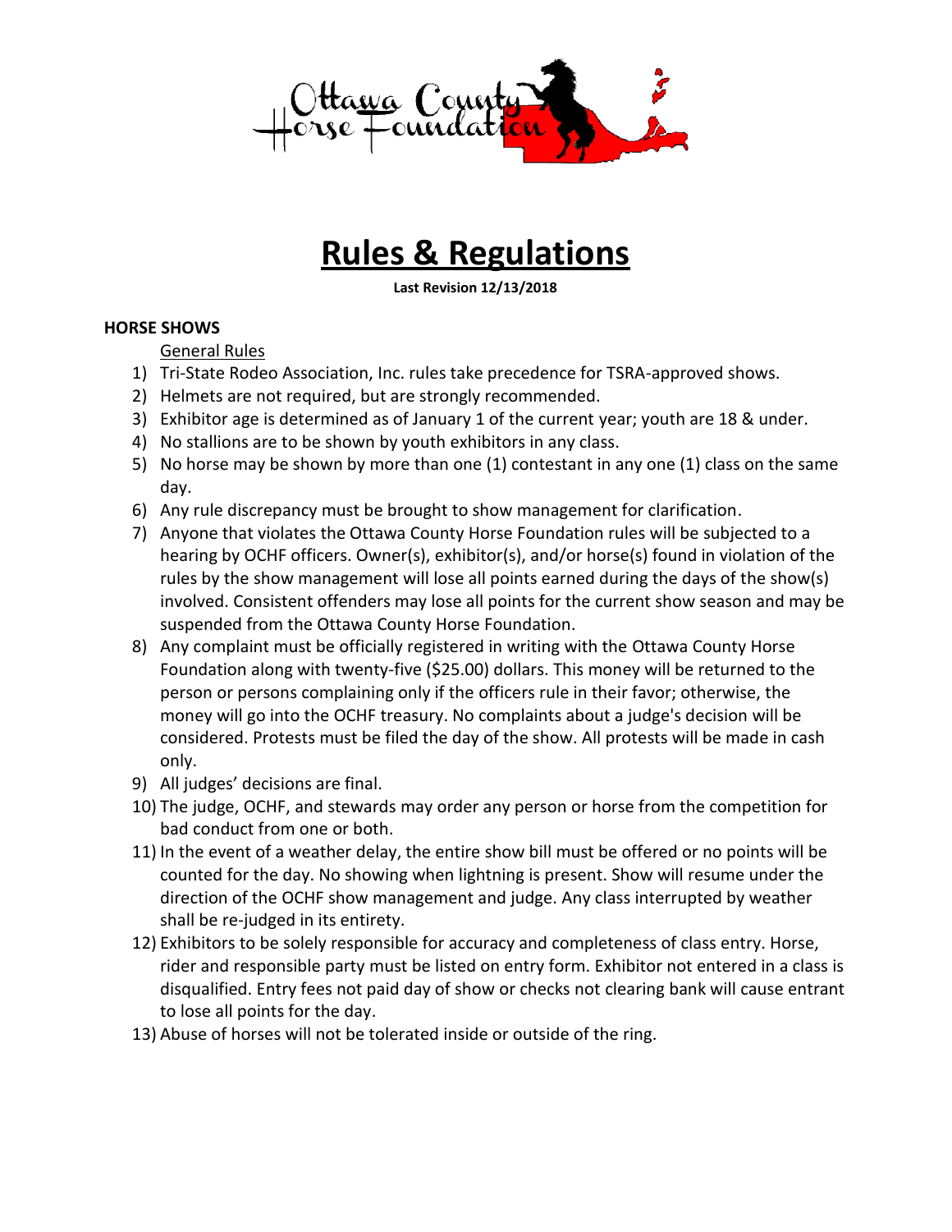# Rules & Regulations

**Last Revision 12/13/2018**

## HORSE SHOWS

General Rules

1) Tri-State Rodeo Association, Inc. rules take precedence for TSRA-approved shows.
2) Helmets are not required, but are strongly recommended.
3) Exhibitor age is determined as of January 1 of the current year; youth are 18 & under.
4) No stallions are to be shown by youth exhibitors in any class.
5) No horse may be shown by more than one (1) contestant in any one (1) class on the same day.
6) Any rule discrepancy must be brought to show management for clarification.
7) Anyone that violates the Ottawa County Horse Foundation rules will be subjected to a hearing by OCHF officers. Owner(s), exhibitor(s), and/or horse(s) found in violation of the rules by the show management will lose all points earned during the days of the show(s) involved. Consistent offenders may lose all points for the current show season and may be suspended from the Ottawa County Horse Foundation.
8) Any complaint must be officially registered in writing with the Ottawa County Horse Foundation along with twenty-five ($25.00) dollars. This money will be returned to the person or persons complaining only if the officers rule in their favor; otherwise, the money will go into the OCHF treasury. No complaints about a judge's decision will be considered. Protests must be filed the day of the show. All protests will be made in cash only.
9) All judges' decisions are final.
10) The judge, OCHF, and stewards may order any person or horse from the competition for bad conduct from one or both.
11) In the event of a weather delay, the entire show bill must be offered or no points will be counted for the day. No showing when lightning is present. Show will resume under the direction of the OCHF show management and judge. Any class interrupted by weather shall be re-judged in its entirety.
12) Exhibitors to be solely responsible for accuracy and completeness of class entry. Horse, rider and responsible party must be listed on entry form. Exhibitor not entered in a class is disqualified. Entry fees not paid day of show or checks not clearing bank will cause entrant to lose all points for the day.
13) Abuse of horses will not be tolerated inside or outside of the ring.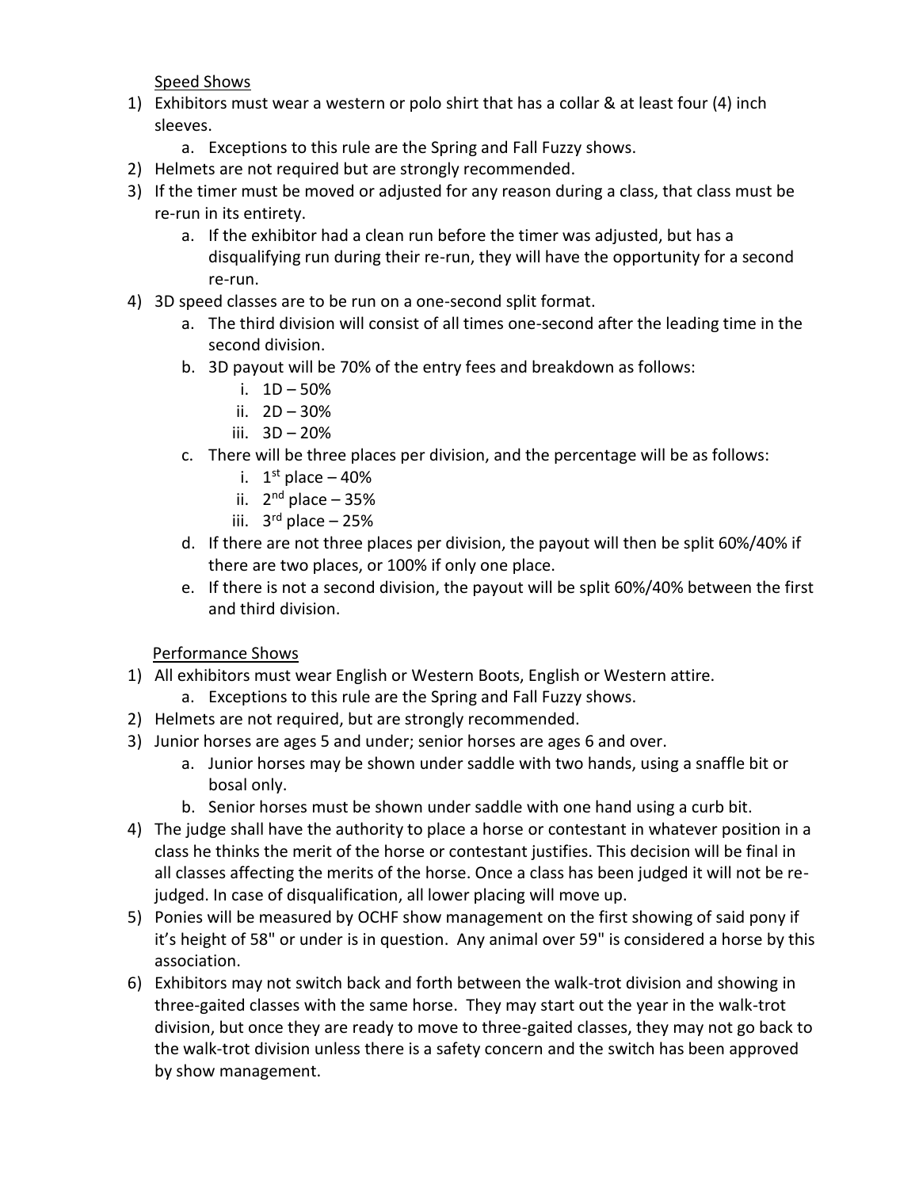Speed Shows

1) Exhibitors must wear a western or polo shirt that has a collar & at least four (4) inch sleeves.
    a. Exceptions to this rule are the Spring and Fall Fuzzy shows.
2) Helmets are not required but are strongly recommended.
3) If the timer must be moved or adjusted for any reason during a class, that class must be re-run in its entirety.
    a. If the exhibitor had a clean run before the timer was adjusted, but has a disqualifying run during their re-run, they will have the opportunity for a second re-run.
4) 3D speed classes are to be run on a one-second split format.
    a. The third division will consist of all times one-second after the leading time in the second division.
    b. 3D payout will be 70% of the entry fees and breakdown as follows:
        i. 1D – 50%
        ii. 2D – 30%
        iii. 3D – 20%
    c. There will be three places per division, and the percentage will be as follows:
        i. 1st place – 40%
        ii. 2nd place – 35%
        iii. 3rd place – 25%
    d. If there are not three places per division, the payout will then be split 60%/40% if there are two places, or 100% if only one place.
    e. If there is not a second division, the payout will be split 60%/40% between the first and third division.

Performance Shows

1) All exhibitors must wear English or Western Boots, English or Western attire.
    a. Exceptions to this rule are the Spring and Fall Fuzzy shows.
2) Helmets are not required, but are strongly recommended.
3) Junior horses are ages 5 and under; senior horses are ages 6 and over.
    a. Junior horses may be shown under saddle with two hands, using a snaffle bit or bosal only.
    b. Senior horses must be shown under saddle with one hand using a curb bit.
4) The judge shall have the authority to place a horse or contestant in whatever position in a class he thinks the merit of the horse or contestant justifies. This decision will be final in all classes affecting the merits of the horse. Once a class has been judged it will not be re-judged. In case of disqualification, all lower placing will move up.
5) Ponies will be measured by OCHF show management on the first showing of said pony if it's height of 58" or under is in question. Any animal over 59" is considered a horse by this association.
6) Exhibitors may not switch back and forth between the walk-trot division and showing in three-gaited classes with the same horse. They may start out the year in the walk-trot division, but once they are ready to move to three-gaited classes, they may not go back to the walk-trot division unless there is a safety concern and the switch has been approved by show management.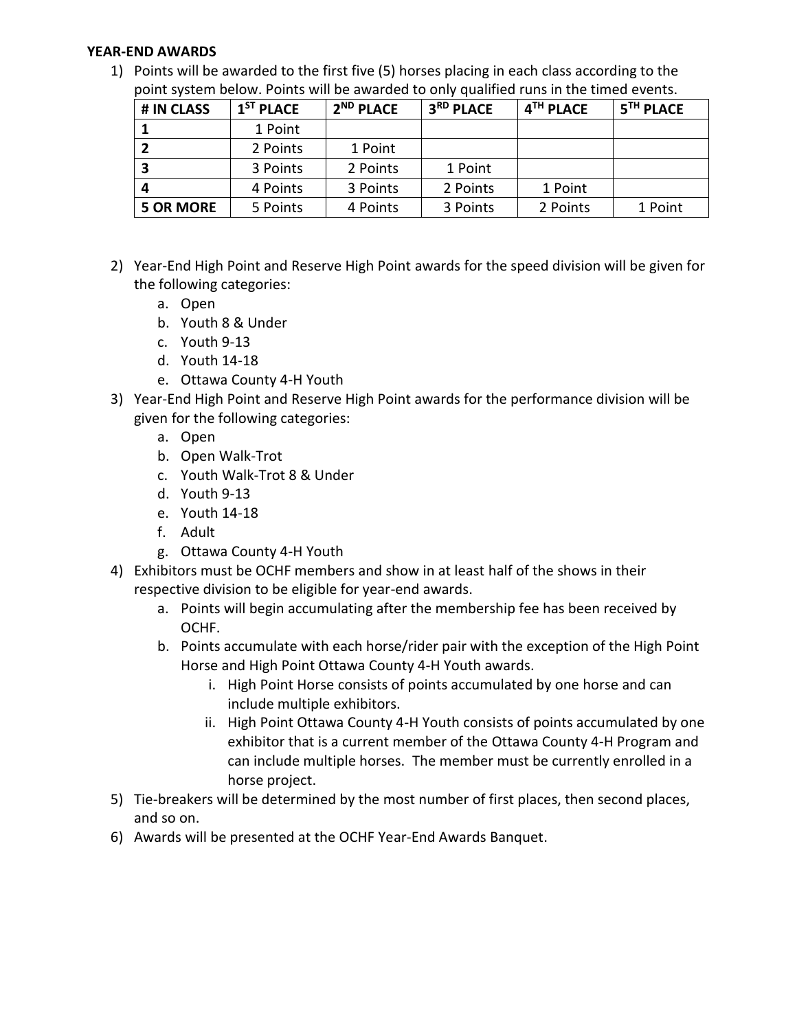**YEAR-END AWARDS**

1) Points will be awarded to the first five (5) horses placing in each class according to the point system below. Points will be awarded to only qualified runs in the timed events.

| # IN CLASS | 1ST PLACE | 2ND PLACE | 3RD PLACE | 4TH PLACE | 5TH PLACE |
|---|---|---|---|---|---|
| **1** | 1 Point | | | | |
| **2** | 2 Points | 1 Point | | | |
| **3** | 3 Points | 2 Points | 1 Point | | |
| **4** | 4 Points | 3 Points | 2 Points | 1 Point | |
| **5 OR MORE** | 5 Points | 4 Points | 3 Points | 2 Points | 1 Point |

2) Year-End High Point and Reserve High Point awards for the speed division will be given for the following categories:
   a. Open
   b. Youth 8 & Under
   c. Youth 9-13
   d. Youth 14-18
   e. Ottawa County 4-H Youth
3) Year-End High Point and Reserve High Point awards for the performance division will be given for the following categories:
   a. Open
   b. Open Walk-Trot
   c. Youth Walk-Trot 8 & Under
   d. Youth 9-13
   e. Youth 14-18
   f. Adult
   g. Ottawa County 4-H Youth
4) Exhibitors must be OCHF members and show in at least half of the shows in their respective division to be eligible for year-end awards.
   a. Points will begin accumulating after the membership fee has been received by OCHF.
   b. Points accumulate with each horse/rider pair with the exception of the High Point Horse and High Point Ottawa County 4-H Youth awards.
      i. High Point Horse consists of points accumulated by one horse and can include multiple exhibitors.
      ii. High Point Ottawa County 4-H Youth consists of points accumulated by one exhibitor that is a current member of the Ottawa County 4-H Program and can include multiple horses. The member must be currently enrolled in a horse project.
5) Tie-breakers will be determined by the most number of first places, then second places, and so on.
6) Awards will be presented at the OCHF Year-End Awards Banquet.